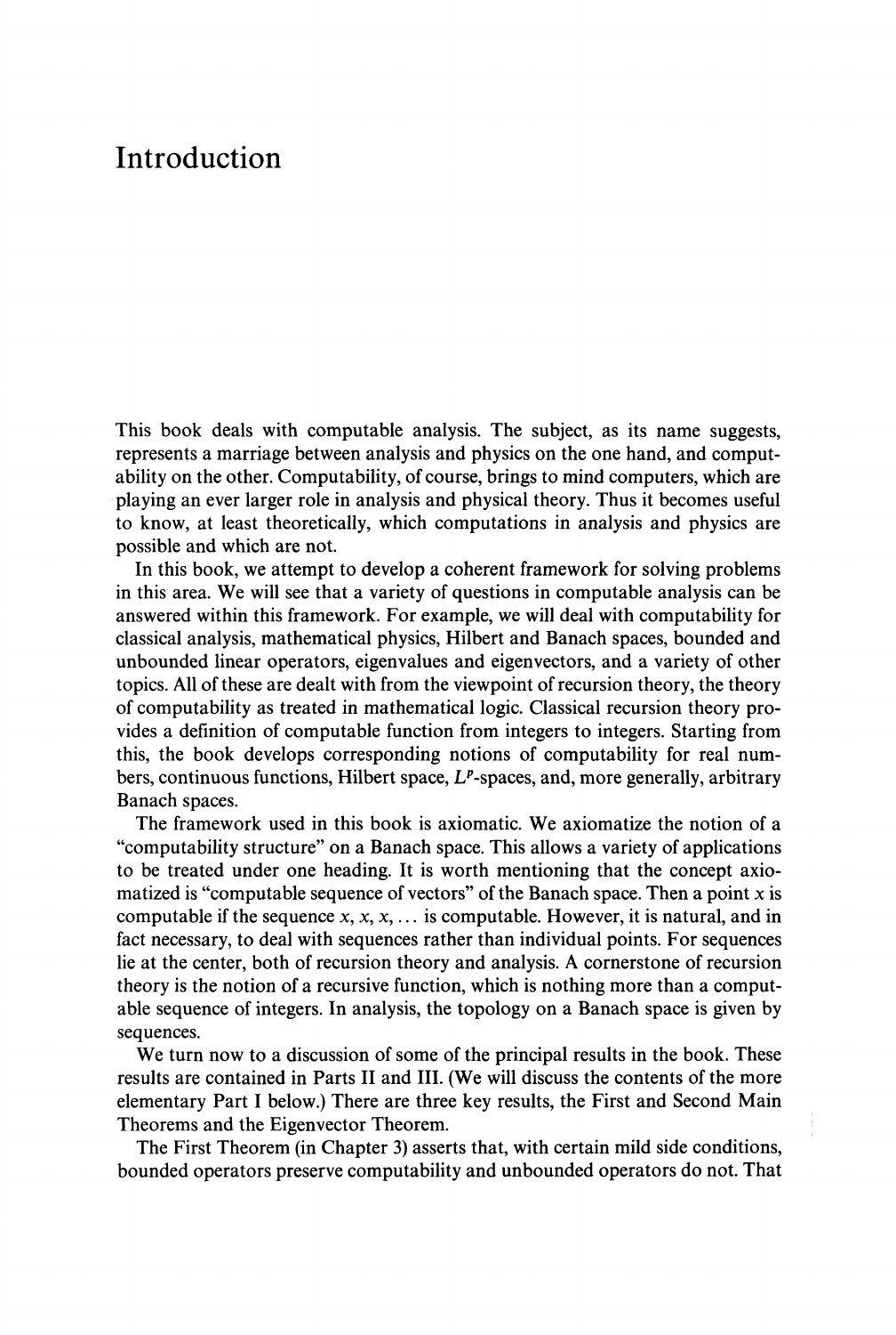# Introduction

This book deals with computable analysis. The subject, as its name suggests, represents a marriage between analysis and physics on the one hand, and computability on the other. Computability, of course, brings to mind computers, which are playing an ever larger role in analysis and physical theory. Thus it becomes useful to know, at least theoretically, which computations in analysis and physics are possible and which are not.

In this book, we attempt to develop a coherent framework for solving problems in this area. We will see that a variety of questions in computable analysis can be answered within this framework. For example, we will deal with computability for classical analysis, mathematical physics, Hilbert and Banach spaces, bounded and unbounded linear operators, eigenvalues and eigenvectors, and a variety of other topics. All of these are dealt with from the viewpoint of recursion theory, the theory of computability as treated in mathematical logic. Classical recursion theory provides a definition of computable function from integers to integers. Starting from this, the book develops corresponding notions of computability for real numbers, continuous functions, Hilbert space, $L^p$-spaces, and, more generally, arbitrary Banach spaces.

The framework used in this book is axiomatic. We axiomatize the notion of a "computability structure" on a Banach space. This allows a variety of applications to be treated under one heading. It is worth mentioning that the concept axiomatized is "computable sequence of vectors" of the Banach space. Then a point $x$ is computable if the sequence $x, x, x, \ldots$ is computable. However, it is natural, and in fact necessary, to deal with sequences rather than individual points. For sequences lie at the center, both of recursion theory and analysis. A cornerstone of recursion theory is the notion of a recursive function, which is nothing more than a computable sequence of integers. In analysis, the topology on a Banach space is given by sequences.

We turn now to a discussion of some of the principal results in the book. These results are contained in Parts II and III. (We will discuss the contents of the more elementary Part I below.) There are three key results, the First and Second Main Theorems and the Eigenvector Theorem.

The First Theorem (in Chapter 3) asserts that, with certain mild side conditions, bounded operators preserve computability and unbounded operators do not. That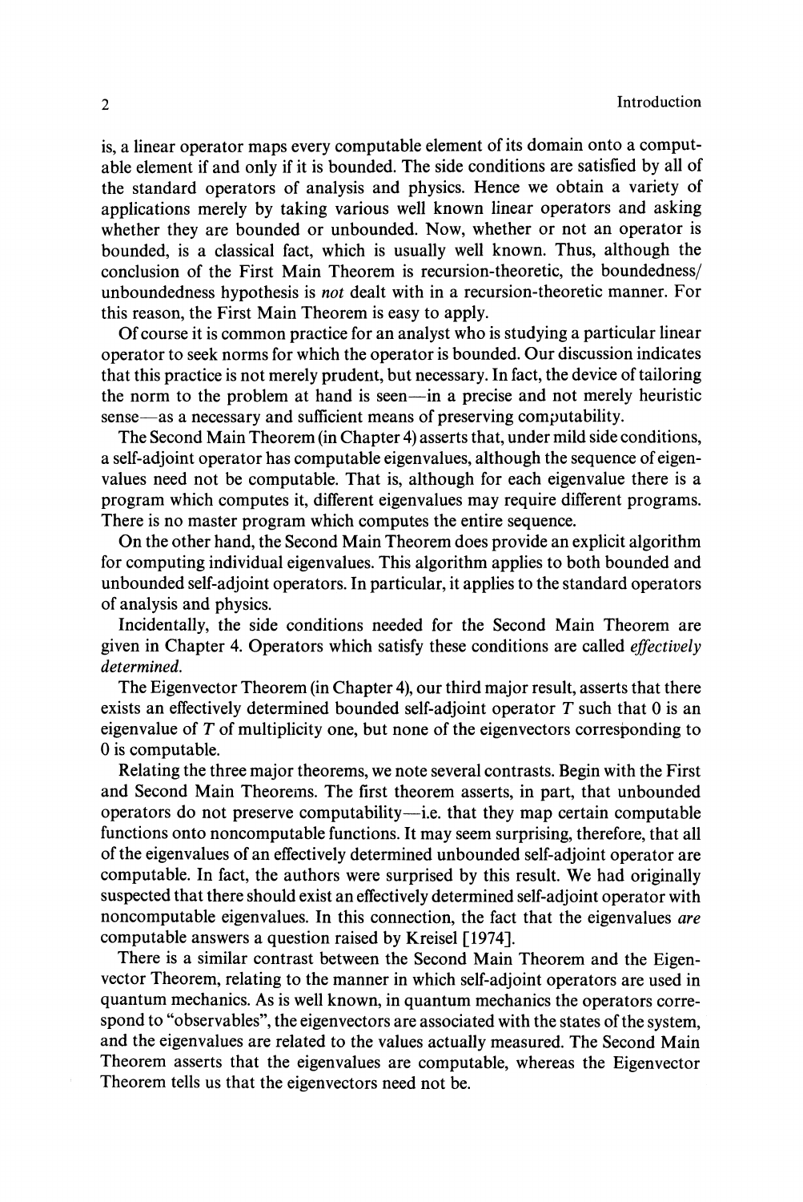is, a linear operator maps every computable element of its domain onto a computable element if and only if it is bounded. The side conditions are satisfied by all of the standard operators of analysis and physics. Hence we obtain a variety of applications merely by taking various well known linear operators and asking whether they are bounded or unbounded. Now, whether or not an operator is bounded, is a classical fact, which is usually well known. Thus, although the conclusion of the First Main Theorem is recursion-theoretic, the boundedness/unboundedness hypothesis is *not* dealt with in a recursion-theoretic manner. For this reason, the First Main Theorem is easy to apply.

Of course it is common practice for an analyst who is studying a particular linear operator to seek norms for which the operator is bounded. Our discussion indicates that this practice is not merely prudent, but necessary. In fact, the device of tailoring the norm to the problem at hand is seen—in a precise and not merely heuristic sense—as a necessary and sufficient means of preserving computability.

The Second Main Theorem (in Chapter 4) asserts that, under mild side conditions, a self-adjoint operator has computable eigenvalues, although the sequence of eigenvalues need not be computable. That is, although for each eigenvalue there is a program which computes it, different eigenvalues may require different programs. There is no master program which computes the entire sequence.

On the other hand, the Second Main Theorem does provide an explicit algorithm for computing individual eigenvalues. This algorithm applies to both bounded and unbounded self-adjoint operators. In particular, it applies to the standard operators of analysis and physics.

Incidentally, the side conditions needed for the Second Main Theorem are given in Chapter 4. Operators which satisfy these conditions are called *effectively determined.*

The Eigenvector Theorem (in Chapter 4), our third major result, asserts that there exists an effectively determined bounded self-adjoint operator $T$ such that 0 is an eigenvalue of $T$ of multiplicity one, but none of the eigenvectors corresponding to 0 is computable.

Relating the three major theorems, we note several contrasts. Begin with the First and Second Main Theorems. The first theorem asserts, in part, that unbounded operators do not preserve computability—i.e. that they map certain computable functions onto noncomputable functions. It may seem surprising, therefore, that all of the eigenvalues of an effectively determined unbounded self-adjoint operator are computable. In fact, the authors were surprised by this result. We had originally suspected that there should exist an effectively determined self-adjoint operator with noncomputable eigenvalues. In this connection, the fact that the eigenvalues *are* computable answers a question raised by Kreisel [1974].

There is a similar contrast between the Second Main Theorem and the Eigenvector Theorem, relating to the manner in which self-adjoint operators are used in quantum mechanics. As is well known, in quantum mechanics the operators correspond to "observables", the eigenvectors are associated with the states of the system, and the eigenvalues are related to the values actually measured. The Second Main Theorem asserts that the eigenvalues are computable, whereas the Eigenvector Theorem tells us that the eigenvectors need not be.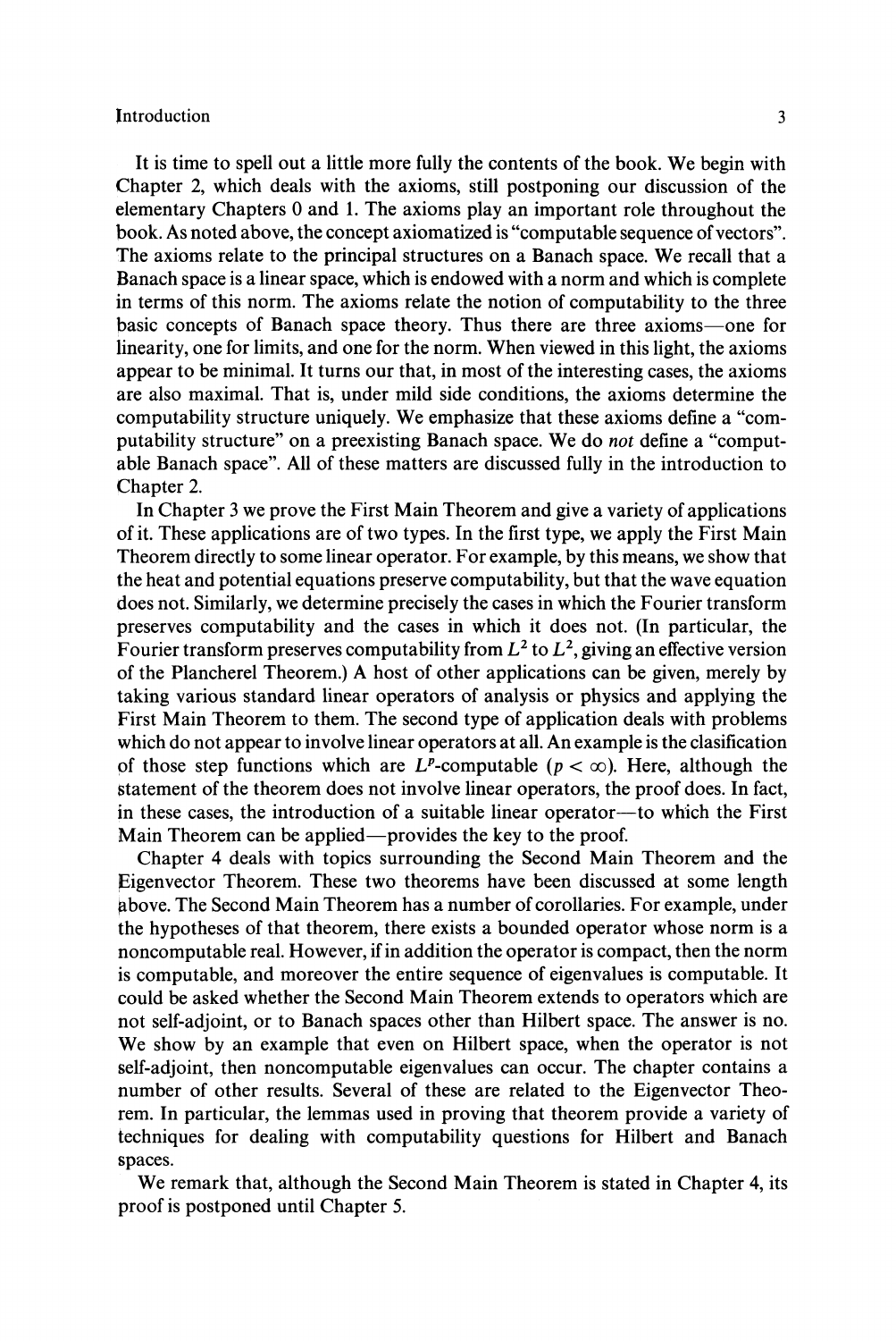It is time to spell out a little more fully the contents of the book. We begin with Chapter 2, which deals with the axioms, still postponing our discussion of the elementary Chapters 0 and 1. The axioms play an important role throughout the book. As noted above, the concept axiomatized is "computable sequence of vectors". The axioms relate to the principal structures on a Banach space. We recall that a Banach space is a linear space, which is endowed with a norm and which is complete in terms of this norm. The axioms relate the notion of computability to the three basic concepts of Banach space theory. Thus there are three axioms—one for linearity, one for limits, and one for the norm. When viewed in this light, the axioms appear to be minimal. It turns our that, in most of the interesting cases, the axioms are also maximal. That is, under mild side conditions, the axioms determine the computability structure uniquely. We emphasize that these axioms define a "computability structure" on a preexisting Banach space. We do *not* define a "computable Banach space". All of these matters are discussed fully in the introduction to Chapter 2.

In Chapter 3 we prove the First Main Theorem and give a variety of applications of it. These applications are of two types. In the first type, we apply the First Main Theorem directly to some linear operator. For example, by this means, we show that the heat and potential equations preserve computability, but that the wave equation does not. Similarly, we determine precisely the cases in which the Fourier transform preserves computability and the cases in which it does not. (In particular, the Fourier transform preserves computability from $L^2$ to $L^2$, giving an effective version of the Plancherel Theorem.) A host of other applications can be given, merely by taking various standard linear operators of analysis or physics and applying the First Main Theorem to them. The second type of application deals with problems which do not appear to involve linear operators at all. An example is the clasification of those step functions which are $L^p$-computable ($p < \infty$). Here, although the statement of the theorem does not involve linear operators, the proof does. In fact, in these cases, the introduction of a suitable linear operator—to which the First Main Theorem can be applied—provides the key to the proof.

Chapter 4 deals with topics surrounding the Second Main Theorem and the Eigenvector Theorem. These two theorems have been discussed at some length above. The Second Main Theorem has a number of corollaries. For example, under the hypotheses of that theorem, there exists a bounded operator whose norm is a noncomputable real. However, if in addition the operator is compact, then the norm is computable, and moreover the entire sequence of eigenvalues is computable. It could be asked whether the Second Main Theorem extends to operators which are not self-adjoint, or to Banach spaces other than Hilbert space. The answer is no. We show by an example that even on Hilbert space, when the operator is not self-adjoint, then noncomputable eigenvalues can occur. The chapter contains a number of other results. Several of these are related to the Eigenvector Theorem. In particular, the lemmas used in proving that theorem provide a variety of techniques for dealing with computability questions for Hilbert and Banach spaces.

We remark that, although the Second Main Theorem is stated in Chapter 4, its proof is postponed until Chapter 5.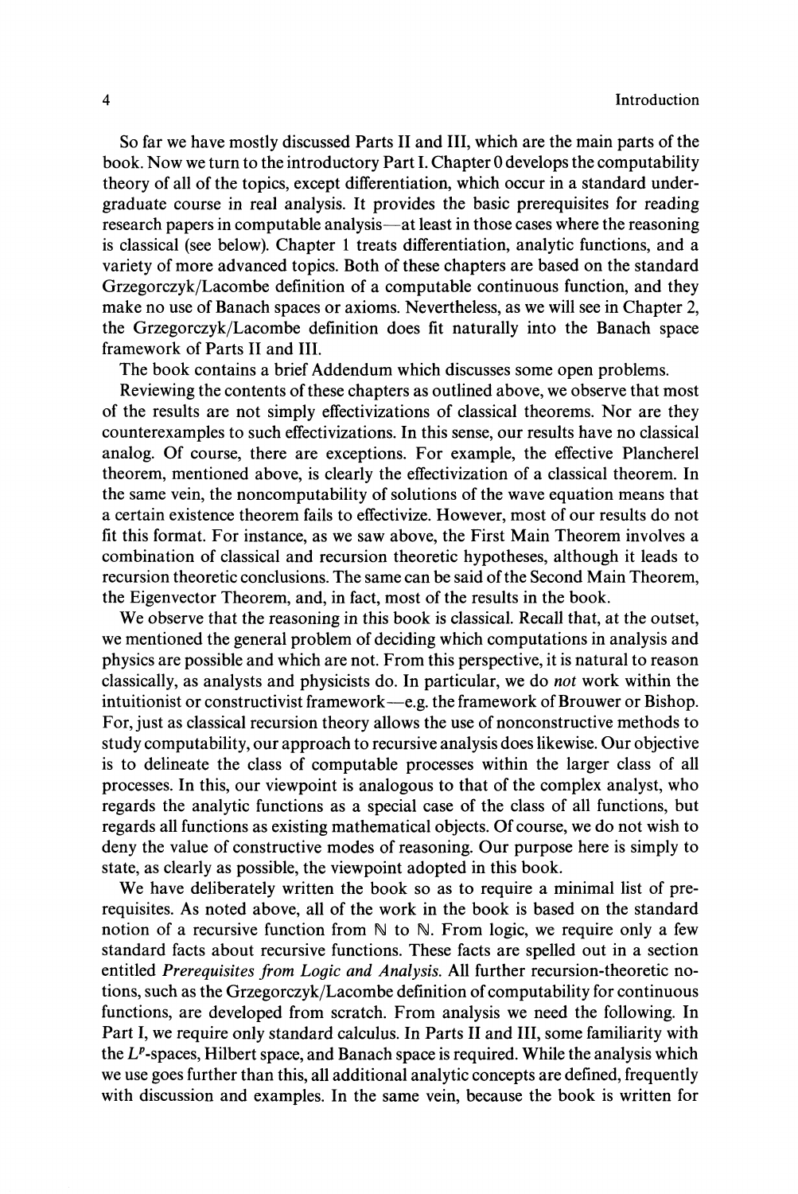So far we have mostly discussed Parts II and III, which are the main parts of the book. Now we turn to the introductory Part I. Chapter 0 develops the computability theory of all of the topics, except differentiation, which occur in a standard undergraduate course in real analysis. It provides the basic prerequisites for reading research papers in computable analysis—at least in those cases where the reasoning is classical (see below). Chapter 1 treats differentiation, analytic functions, and a variety of more advanced topics. Both of these chapters are based on the standard Grzegorczyk/Lacombe definition of a computable continuous function, and they make no use of Banach spaces or axioms. Nevertheless, as we will see in Chapter 2, the Grzegorczyk/Lacombe definition does fit naturally into the Banach space framework of Parts II and III.

The book contains a brief Addendum which discusses some open problems.

Reviewing the contents of these chapters as outlined above, we observe that most of the results are not simply effectivizations of classical theorems. Nor are they counterexamples to such effectivizations. In this sense, our results have no classical analog. Of course, there are exceptions. For example, the effective Plancherel theorem, mentioned above, is clearly the effectivization of a classical theorem. In the same vein, the noncomputability of solutions of the wave equation means that a certain existence theorem fails to effectivize. However, most of our results do not fit this format. For instance, as we saw above, the First Main Theorem involves a combination of classical and recursion theoretic hypotheses, although it leads to recursion theoretic conclusions. The same can be said of the Second Main Theorem, the Eigenvector Theorem, and, in fact, most of the results in the book.

We observe that the reasoning in this book is classical. Recall that, at the outset, we mentioned the general problem of deciding which computations in analysis and physics are possible and which are not. From this perspective, it is natural to reason classically, as analysts and physicists do. In particular, we do *not* work within the intuitionist or constructivist framework—e.g. the framework of Brouwer or Bishop. For, just as classical recursion theory allows the use of nonconstructive methods to study computability, our approach to recursive analysis does likewise. Our objective is to delineate the class of computable processes within the larger class of all processes. In this, our viewpoint is analogous to that of the complex analyst, who regards the analytic functions as a special case of the class of all functions, but regards all functions as existing mathematical objects. Of course, we do not wish to deny the value of constructive modes of reasoning. Our purpose here is simply to state, as clearly as possible, the viewpoint adopted in this book.

We have deliberately written the book so as to require a minimal list of prerequisites. As noted above, all of the work in the book is based on the standard notion of a recursive function from $\mathbb{N}$ to $\mathbb{N}$. From logic, we require only a few standard facts about recursive functions. These facts are spelled out in a section entitled *Prerequisites from Logic and Analysis.* All further recursion-theoretic notions, such as the Grzegorczyk/Lacombe definition of computability for continuous functions, are developed from scratch. From analysis we need the following. In Part I, we require only standard calculus. In Parts II and III, some familiarity with the $L^p$-spaces, Hilbert space, and Banach space is required. While the analysis which we use goes further than this, all additional analytic concepts are defined, frequently with discussion and examples. In the same vein, because the book is written for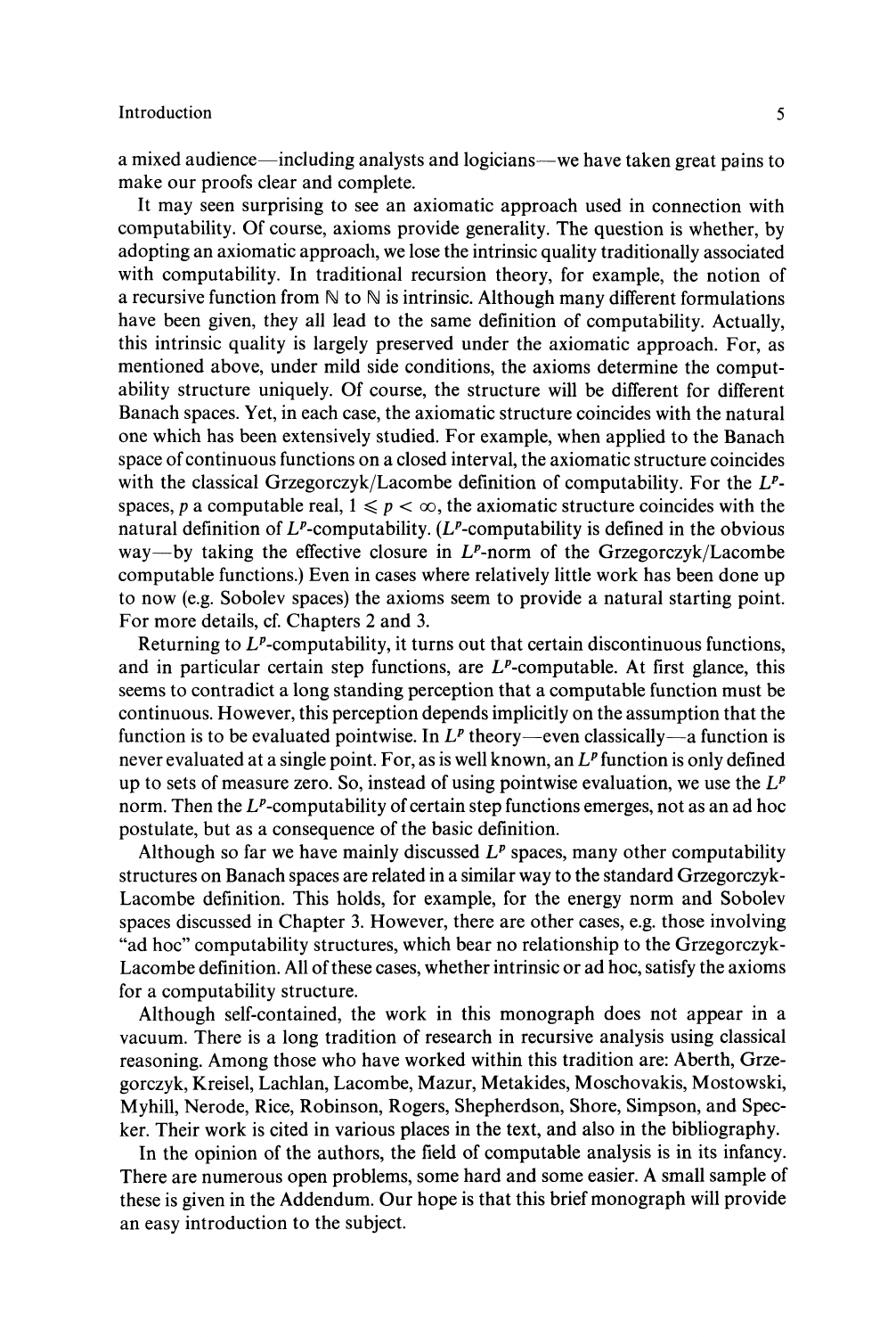a mixed audience—including analysts and logicians—we have taken great pains to make our proofs clear and complete.

It may seen surprising to see an axiomatic approach used in connection with computability. Of course, axioms provide generality. The question is whether, by adopting an axiomatic approach, we lose the intrinsic quality traditionally associated with computability. In traditional recursion theory, for example, the notion of a recursive function from $\mathbb{N}$ to $\mathbb{N}$ is intrinsic. Although many different formulations have been given, they all lead to the same definition of computability. Actually, this intrinsic quality is largely preserved under the axiomatic approach. For, as mentioned above, under mild side conditions, the axioms determine the computability structure uniquely. Of course, the structure will be different for different Banach spaces. Yet, in each case, the axiomatic structure coincides with the natural one which has been extensively studied. For example, when applied to the Banach space of continuous functions on a closed interval, the axiomatic structure coincides with the classical Grzegorczyk/Lacombe definition of computability. For the $L^p$-spaces, $p$ a computable real, $1 \leqslant p < \infty$, the axiomatic structure coincides with the natural definition of $L^p$-computability. ($L^p$-computability is defined in the obvious way—by taking the effective closure in $L^p$-norm of the Grzegorczyk/Lacombe computable functions.) Even in cases where relatively little work has been done up to now (e.g. Sobolev spaces) the axioms seem to provide a natural starting point. For more details, cf. Chapters 2 and 3.

Returning to $L^p$-computability, it turns out that certain discontinuous functions, and in particular certain step functions, are $L^p$-computable. At first glance, this seems to contradict a long standing perception that a computable function must be continuous. However, this perception depends implicitly on the assumption that the function is to be evaluated pointwise. In $L^p$ theory—even classically—a function is never evaluated at a single point. For, as is well known, an $L^p$ function is only defined up to sets of measure zero. So, instead of using pointwise evaluation, we use the $L^p$ norm. Then the $L^p$-computability of certain step functions emerges, not as an ad hoc postulate, but as a consequence of the basic definition.

Although so far we have mainly discussed $L^p$ spaces, many other computability structures on Banach spaces are related in a similar way to the standard Grzegorczyk-Lacombe definition. This holds, for example, for the energy norm and Sobolev spaces discussed in Chapter 3. However, there are other cases, e.g. those involving "ad hoc" computability structures, which bear no relationship to the Grzegorczyk-Lacombe definition. All of these cases, whether intrinsic or ad hoc, satisfy the axioms for a computability structure.

Although self-contained, the work in this monograph does not appear in a vacuum. There is a long tradition of research in recursive analysis using classical reasoning. Among those who have worked within this tradition are: Aberth, Grzegorczyk, Kreisel, Lachlan, Lacombe, Mazur, Metakides, Moschovakis, Mostowski, Myhill, Nerode, Rice, Robinson, Rogers, Shepherdson, Shore, Simpson, and Specker. Their work is cited in various places in the text, and also in the bibliography.

In the opinion of the authors, the field of computable analysis is in its infancy. There are numerous open problems, some hard and some easier. A small sample of these is given in the Addendum. Our hope is that this brief monograph will provide an easy introduction to the subject.